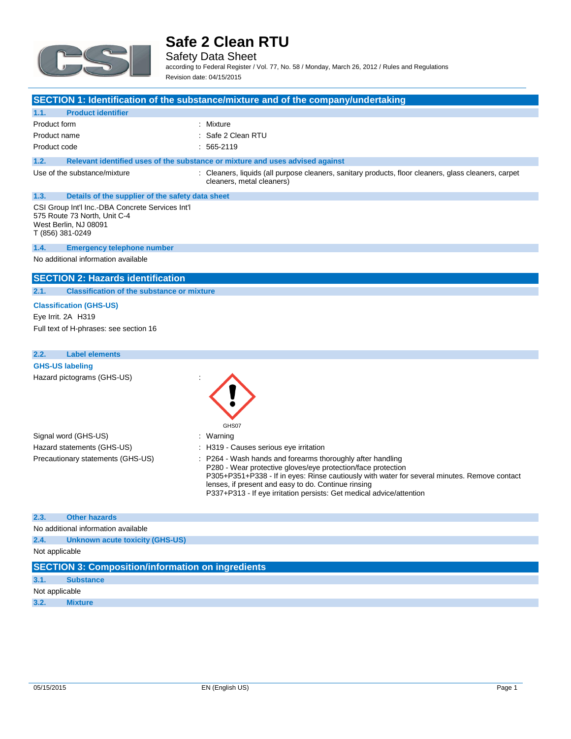# Safe 2 Clean RTU

Safety Data Sheet

according to Federal Register / Vol. 77, No. 58 / Monday, March 26, 2012 / Rules and Regulations

Revision date: 04/15/2015

## SECTION 1: Identification of the substance/mixture and of the company/undertaking

### 1.1. Product identifier

| | |
|---|---|
| Product form | : Mixture |
| Product name | : Safe 2 Clean RTU |
| Product code | : 565-2119 |

### 1.2. Relevant identified uses of the substance or mixture and uses advised against

| | |
|---|---|
| Use of the substance/mixture | : Cleaners, liquids (all purpose cleaners, sanitary products, floor cleaners, glass cleaners, carpet cleaners, metal cleaners) |

### 1.3. Details of the supplier of the safety data sheet

CSI Group Int'l Inc.-DBA Concrete Services Int'l
575 Route 73 North, Unit C-4
West Berlin, NJ 08091
T (856) 381-0249

### 1.4. Emergency telephone number

No additional information available

## SECTION 2: Hazards identification

### 2.1. Classification of the substance or mixture

**Classification (GHS-US)**

Eye Irrit. 2A H319

Full text of H-phrases: see section 16

### 2.2. Label elements

**GHS-US labeling**

| | |
|---|---|
| Hazard pictograms (GHS-US) | : GHS07 |
| Signal word (GHS-US) | : Warning |
| Hazard statements (GHS-US) | : H319 - Causes serious eye irritation |
| Precautionary statements (GHS-US) | : P264 - Wash hands and forearms thoroughly after handling<br>P280 - Wear protective gloves/eye protection/face protection<br>P305+P351+P338 - If in eyes: Rinse cautiously with water for several minutes. Remove contact lenses, if present and easy to do. Continue rinsing<br>P337+P313 - If eye irritation persists: Get medical advice/attention |

### 2.3. Other hazards

No additional information available

### 2.4. Unknown acute toxicity (GHS-US)

Not applicable

## SECTION 3: Composition/information on ingredients

### 3.1. Substance

Not applicable

### 3.2. Mixture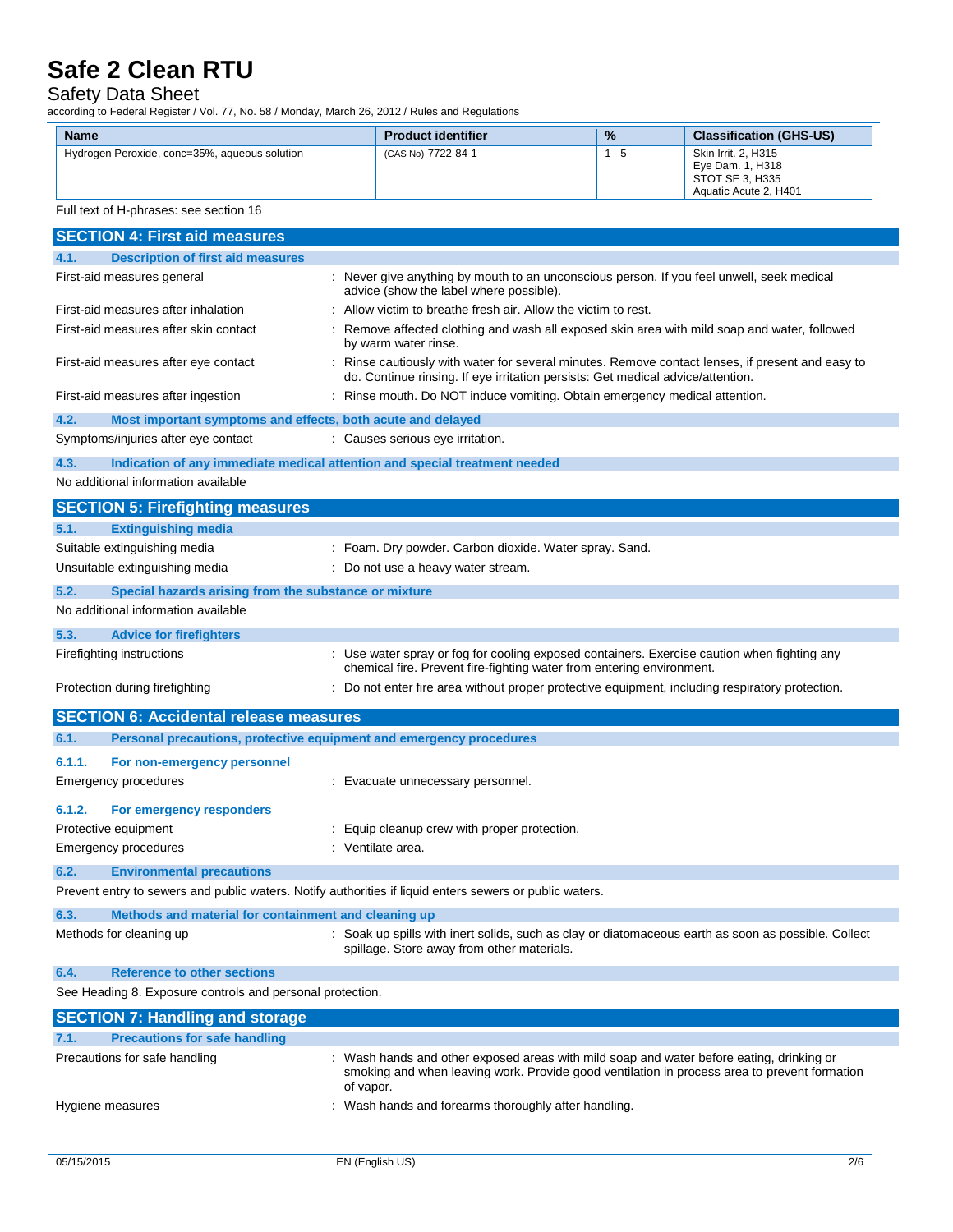| Name | Product identifier | % | Classification (GHS-US) |
|---|---|---|---|
| Hydrogen Peroxide, conc=35%, aqueous solution | (CAS No) 7722-84-1 | 1 - 5 | Skin Irrit. 2, H315<br>Eye Dam. 1, H318<br>STOT SE 3, H335<br>Aquatic Acute 2, H401 |

Full text of H-phrases: see section 16

## SECTION 4: First aid measures

### 4.1. Description of first aid measures

First-aid measures general : Never give anything by mouth to an unconscious person. If you feel unwell, seek medical advice (show the label where possible).

First-aid measures after inhalation : Allow victim to breathe fresh air. Allow the victim to rest.

First-aid measures after skin contact : Remove affected clothing and wash all exposed skin area with mild soap and water, followed by warm water rinse.

First-aid measures after eye contact : Rinse cautiously with water for several minutes. Remove contact lenses, if present and easy to do. Continue rinsing. If eye irritation persists: Get medical advice/attention.

First-aid measures after ingestion : Rinse mouth. Do NOT induce vomiting. Obtain emergency medical attention.

### 4.2. Most important symptoms and effects, both acute and delayed

Symptoms/injuries after eye contact : Causes serious eye irritation.

### 4.3. Indication of any immediate medical attention and special treatment needed

No additional information available

## SECTION 5: Firefighting measures

### 5.1. Extinguishing media

Suitable extinguishing media : Foam. Dry powder. Carbon dioxide. Water spray. Sand.

Unsuitable extinguishing media : Do not use a heavy water stream.

### 5.2. Special hazards arising from the substance or mixture

No additional information available

### 5.3. Advice for firefighters

Firefighting instructions : Use water spray or fog for cooling exposed containers. Exercise caution when fighting any chemical fire. Prevent fire-fighting water from entering environment.

Protection during firefighting : Do not enter fire area without proper protective equipment, including respiratory protection.

## SECTION 6: Accidental release measures

### 6.1. Personal precautions, protective equipment and emergency procedures

#### 6.1.1. For non-emergency personnel

Emergency procedures : Evacuate unnecessary personnel.

#### 6.1.2. For emergency responders

Protective equipment : Equip cleanup crew with proper protection.

Emergency procedures : Ventilate area.

### 6.2. Environmental precautions

Prevent entry to sewers and public waters. Notify authorities if liquid enters sewers or public waters.

### 6.3. Methods and material for containment and cleaning up

Methods for cleaning up : Soak up spills with inert solids, such as clay or diatomaceous earth as soon as possible. Collect spillage. Store away from other materials.

### 6.4. Reference to other sections

See Heading 8. Exposure controls and personal protection.

## SECTION 7: Handling and storage

### 7.1. Precautions for safe handling

Precautions for safe handling : Wash hands and other exposed areas with mild soap and water before eating, drinking or smoking and when leaving work. Provide good ventilation in process area to prevent formation of vapor.

Hygiene measures : Wash hands and forearms thoroughly after handling.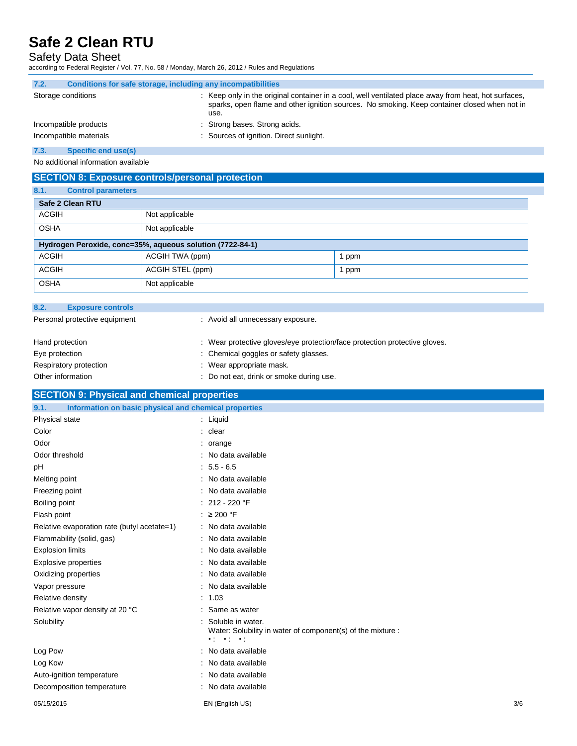### 7.2. Conditions for safe storage, including any incompatibilities

Storage conditions : Keep only in the original container in a cool, well ventilated place away from heat, hot surfaces, sparks, open flame and other ignition sources. No smoking. Keep container closed when not in use.

Incompatible products : Strong bases. Strong acids.

Incompatible materials : Sources of ignition. Direct sunlight.

### 7.3. Specific end use(s)

No additional information available

## SECTION 8: Exposure controls/personal protection

### 8.1. Control parameters

| Safe 2 Clean RTU | | |
|---|---|---|
| ACGIH | Not applicable | |
| OSHA | Not applicable | |

| Hydrogen Peroxide, conc=35%, aqueous solution (7722-84-1) | | |
|---|---|---|
| ACGIH | ACGIH TWA (ppm) | 1 ppm |
| ACGIH | ACGIH STEL (ppm) | 1 ppm |
| OSHA | Not applicable | |

### 8.2. Exposure controls

Personal protective equipment : Avoid all unnecessary exposure.

Hand protection : Wear protective gloves/eye protection/face protection protective gloves.

Eye protection : Chemical goggles or safety glasses.

Respiratory protection : Wear appropriate mask.

Other information : Do not eat, drink or smoke during use.

## SECTION 9: Physical and chemical properties

### 9.1. Information on basic physical and chemical properties

Physical state : Liquid

Color : clear

Odor : orange

Odor threshold : No data available

pH : 5.5 - 6.5

Melting point : No data available

Freezing point : No data available

Boiling point : 212 - 220 °F

Flash point : ≥ 200 °F

Relative evaporation rate (butyl acetate=1) : No data available

Flammability (solid, gas) : No data available

Explosion limits : No data available

Explosive properties : No data available

Oxidizing properties : No data available

Vapor pressure : No data available

Relative density : 1.03

Relative vapor density at 20 °C : Same as water

Solubility : Soluble in water.
Water: Solubility in water of component(s) of the mixture :
• : • : • :

Log Pow : No data available

Log Kow : No data available

Auto-ignition temperature : No data available

Decomposition temperature : No data available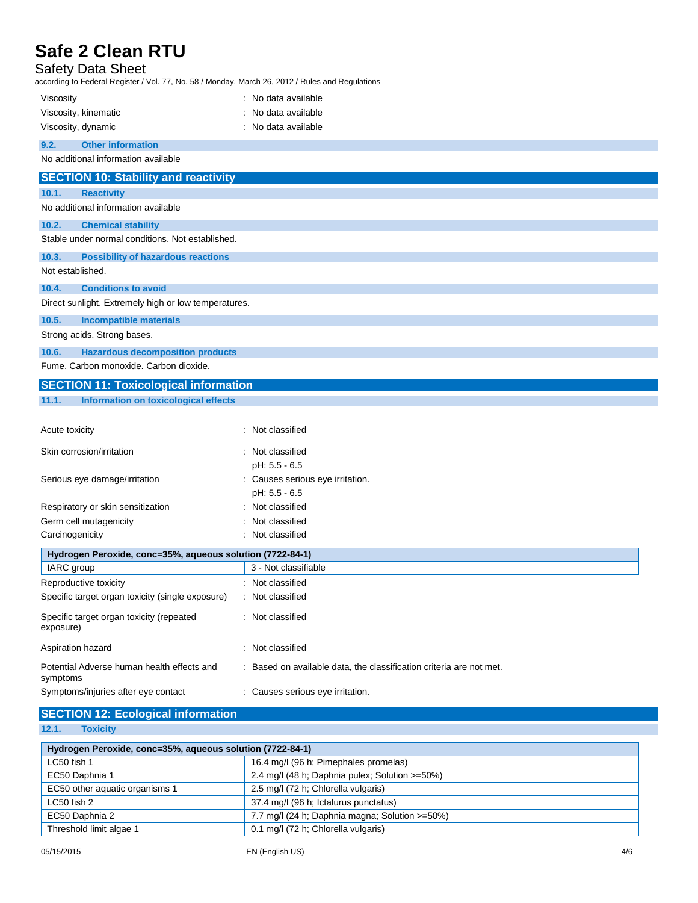| | |
|---|---|
| Viscosity | : No data available |
| Viscosity, kinematic | : No data available |
| Viscosity, dynamic | : No data available |

### 9.2. Other information

No additional information available

## SECTION 10: Stability and reactivity

### 10.1. Reactivity

No additional information available

### 10.2. Chemical stability

Stable under normal conditions. Not established.

### 10.3. Possibility of hazardous reactions

Not established.

### 10.4. Conditions to avoid

Direct sunlight. Extremely high or low temperatures.

### 10.5. Incompatible materials

Strong acids. Strong bases.

### 10.6. Hazardous decomposition products

Fume. Carbon monoxide. Carbon dioxide.

## SECTION 11: Toxicological information

### 11.1. Information on toxicological effects

| | |
|---|---|
| Acute toxicity | : Not classified |
| Skin corrosion/irritation | : Not classified<br>pH: 5.5 - 6.5 |
| Serious eye damage/irritation | : Causes serious eye irritation.<br>pH: 5.5 - 6.5 |
| Respiratory or skin sensitization | : Not classified |
| Germ cell mutagenicity | : Not classified |
| Carcinogenicity | : Not classified |

| Hydrogen Peroxide, conc=35%, aqueous solution (7722-84-1) | |
|---|---|
| IARC group | 3 - Not classifiable |

| | |
|---|---|
| Reproductive toxicity | : Not classified |
| Specific target organ toxicity (single exposure) | : Not classified |
| Specific target organ toxicity (repeated exposure) | : Not classified |
| Aspiration hazard | : Not classified |
| Potential Adverse human health effects and symptoms | : Based on available data, the classification criteria are not met. |
| Symptoms/injuries after eye contact | : Causes serious eye irritation. |

## SECTION 12: Ecological information

### 12.1. Toxicity

| Hydrogen Peroxide, conc=35%, aqueous solution (7722-84-1) | |
|---|---|
| LC50 fish 1 | 16.4 mg/l (96 h; Pimephales promelas) |
| EC50 Daphnia 1 | 2.4 mg/l (48 h; Daphnia pulex; Solution >=50%) |
| EC50 other aquatic organisms 1 | 2.5 mg/l (72 h; Chlorella vulgaris) |
| LC50 fish 2 | 37.4 mg/l (96 h; Ictalurus punctatus) |
| EC50 Daphnia 2 | 7.7 mg/l (24 h; Daphnia magna; Solution >=50%) |
| Threshold limit algae 1 | 0.1 mg/l (72 h; Chlorella vulgaris) |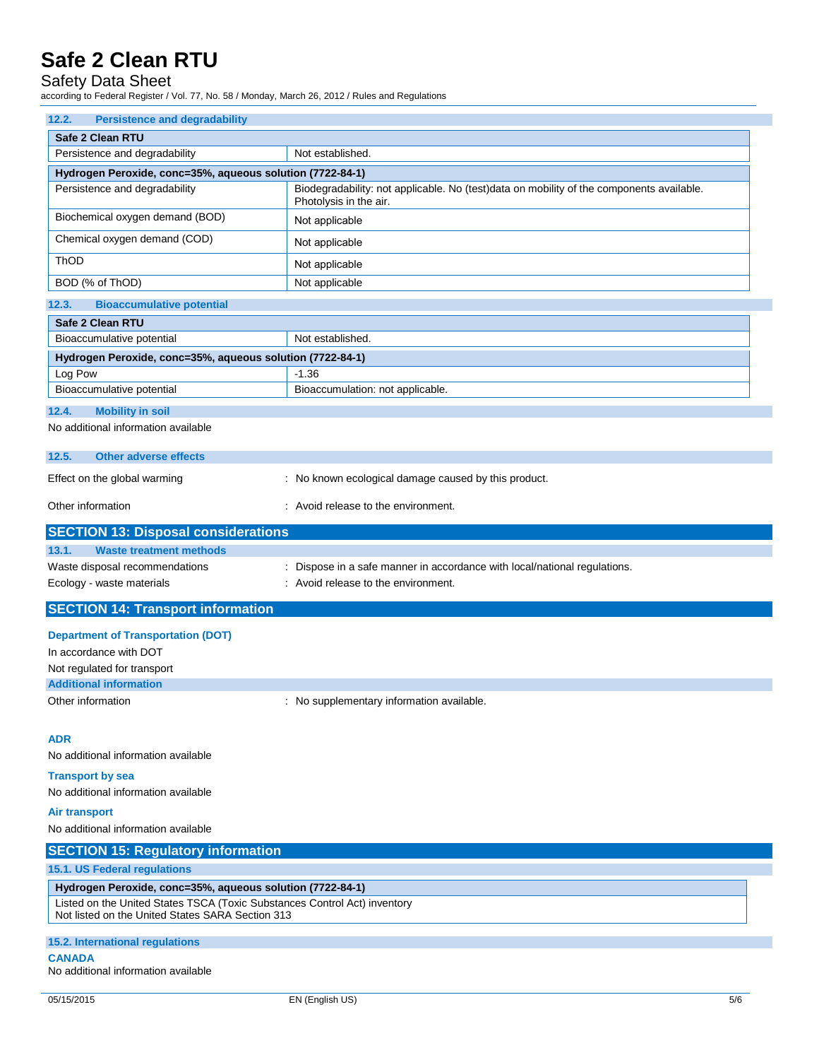### 12.2. Persistence and degradability

| Safe 2 Clean RTU | |
|---|---|
| Persistence and degradability | Not established. |

| Hydrogen Peroxide, conc=35%, aqueous solution (7722-84-1) | |
|---|---|
| Persistence and degradability | Biodegradability: not applicable. No (test)data on mobility of the components available. Photolysis in the air. |
| Biochemical oxygen demand (BOD) | Not applicable |
| Chemical oxygen demand (COD) | Not applicable |
| ThOD | Not applicable |
| BOD (% of ThOD) | Not applicable |

### 12.3. Bioaccumulative potential

| Safe 2 Clean RTU | |
|---|---|
| Bioaccumulative potential | Not established. |

| Hydrogen Peroxide, conc=35%, aqueous solution (7722-84-1) | |
|---|---|
| Log Pow | -1.36 |
| Bioaccumulative potential | Bioaccumulation: not applicable. |

### 12.4. Mobility in soil

No additional information available

### 12.5. Other adverse effects

Effect on the global warming : No known ecological damage caused by this product.

Other information : Avoid release to the environment.

## SECTION 13: Disposal considerations

### 13.1. Waste treatment methods

Waste disposal recommendations : Dispose in a safe manner in accordance with local/national regulations.

Ecology - waste materials : Avoid release to the environment.

## SECTION 14: Transport information

### Department of Transportation (DOT)

In accordance with DOT

Not regulated for transport

#### Additional information

Other information : No supplementary information available.

### ADR

No additional information available

### Transport by sea

No additional information available

### Air transport

No additional information available

## SECTION 15: Regulatory information

### 15.1. US Federal regulations

| Hydrogen Peroxide, conc=35%, aqueous solution (7722-84-1) |
|---|
| Listed on the United States TSCA (Toxic Substances Control Act) inventory<br>Not listed on the United States SARA Section 313 |

### 15.2. International regulations

**CANADA**

No additional information available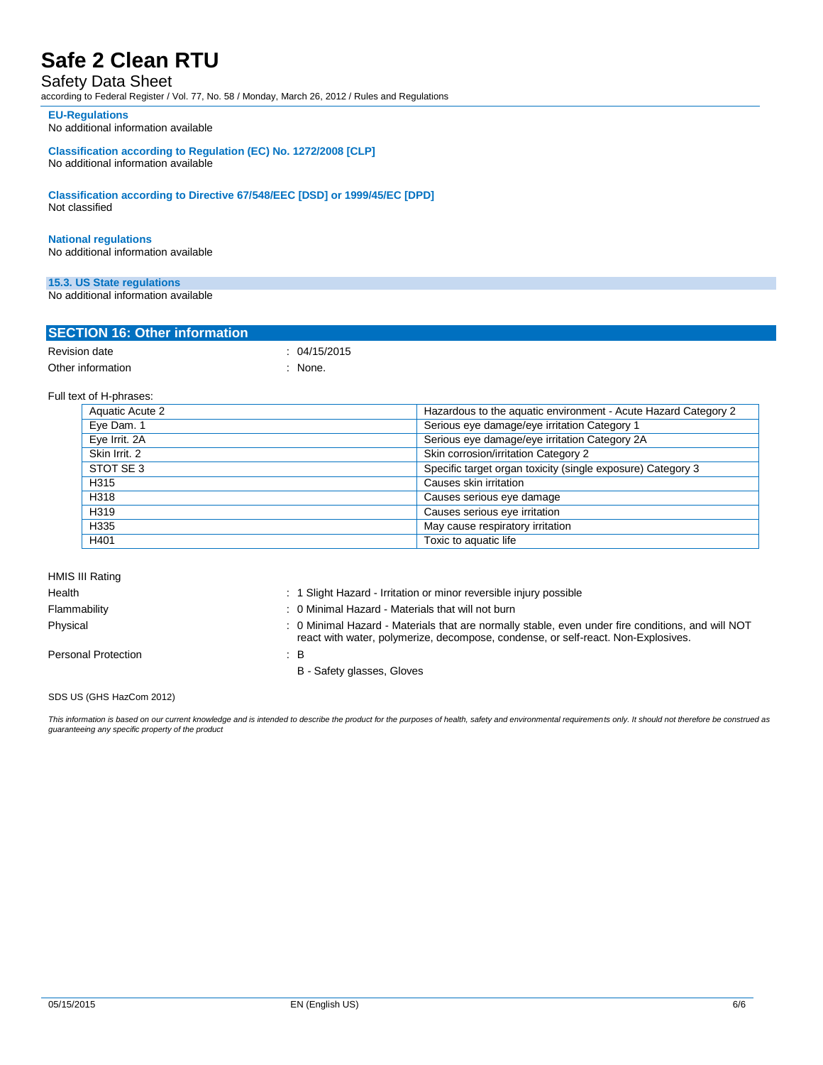**EU-Regulations**

No additional information available

**Classification according to Regulation (EC) No. 1272/2008 [CLP]**

No additional information available

**Classification according to Directive 67/548/EEC [DSD] or 1999/45/EC [DPD]**

Not classified

**National regulations**

No additional information available

### 15.3. US State regulations

No additional information available

## SECTION 16: Other information

Revision date : 04/15/2015

Other information : None.

Full text of H-phrases:

| | |
|---|---|
| Aquatic Acute 2 | Hazardous to the aquatic environment - Acute Hazard Category 2 |
| Eye Dam. 1 | Serious eye damage/eye irritation Category 1 |
| Eye Irrit. 2A | Serious eye damage/eye irritation Category 2A |
| Skin Irrit. 2 | Skin corrosion/irritation Category 2 |
| STOT SE 3 | Specific target organ toxicity (single exposure) Category 3 |
| H315 | Causes skin irritation |
| H318 | Causes serious eye damage |
| H319 | Causes serious eye irritation |
| H335 | May cause respiratory irritation |
| H401 | Toxic to aquatic life |

HMIS III Rating

Health : 1 Slight Hazard - Irritation or minor reversible injury possible

Flammability : 0 Minimal Hazard - Materials that will not burn

Physical : 0 Minimal Hazard - Materials that are normally stable, even under fire conditions, and will NOT react with water, polymerize, decompose, condense, or self-react. Non-Explosives.

Personal Protection : B

B - Safety glasses, Gloves

SDS US (GHS HazCom 2012)

*This information is based on our current knowledge and is intended to describe the product for the purposes of health, safety and environmental requirements only. It should not therefore be construed as guaranteeing any specific property of the product*